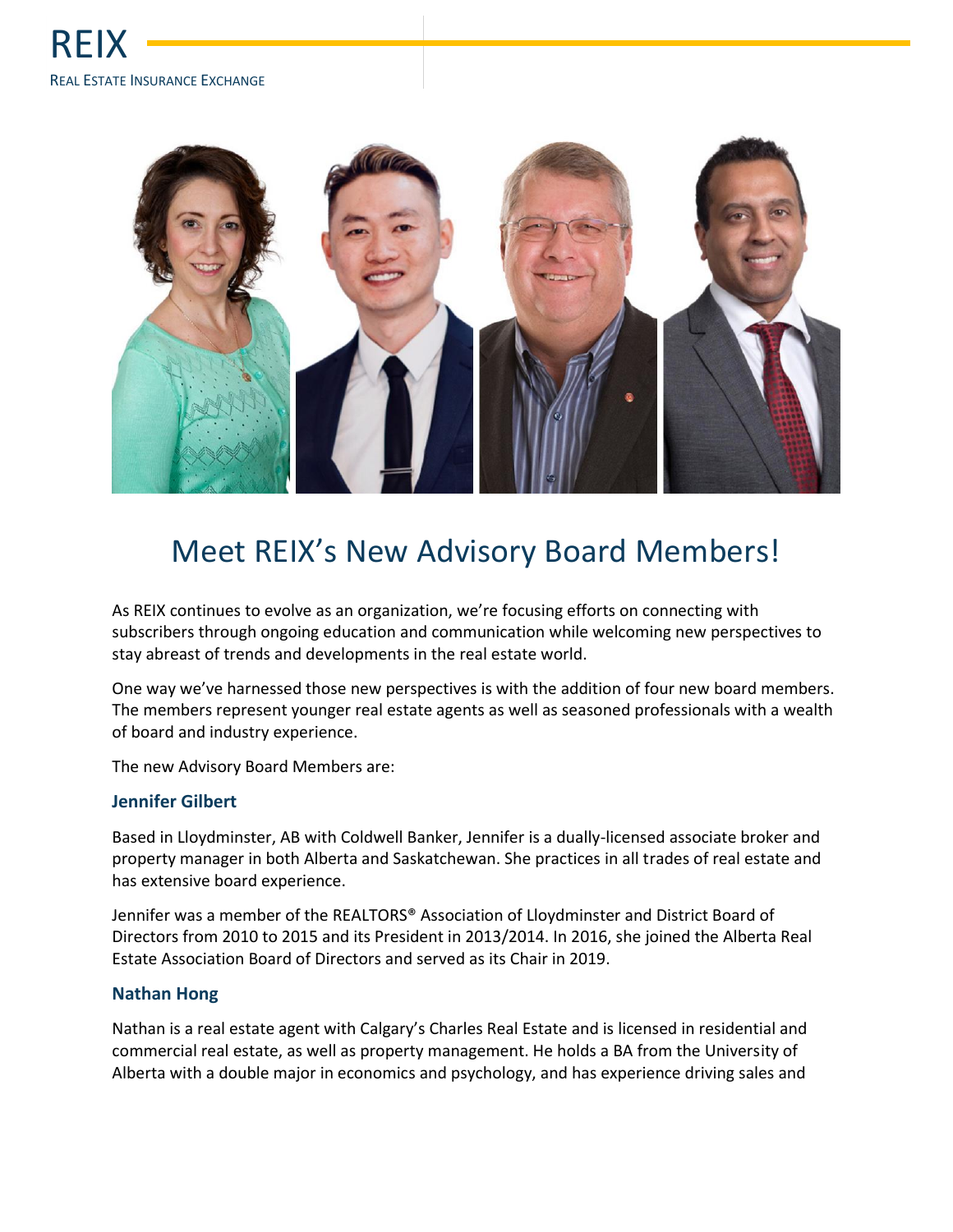REIX

REAL ESTATE INSURANCE EXCHANGE

# Meet REIX's New Advisory Board Members!

As REIX continues to evolve as an organization, we're focusing efforts on connecting with subscribers through ongoing education and communication while welcoming new perspectives to stay abreast of trends and developments in the real estate world.

One way we've harnessed those new perspectives is with the addition of four new board members. The members represent younger real estate agents as well as seasoned professionals with a wealth of board and industry experience.

The new Advisory Board Members are:

### Jennifer Gilbert

Based in Lloydminster, AB with Coldwell Banker, Jennifer is a dually-licensed associate broker and property manager in both Alberta and Saskatchewan. She practices in all trades of real estate and has extensive board experience.

Jennifer was a member of the REALTORS® Association of Lloydminster and District Board of Directors from 2010 to 2015 and its President in 2013/2014. In 2016, she joined the Alberta Real Estate Association Board of Directors and served as its Chair in 2019.

### Nathan Hong

Nathan is a real estate agent with Calgary's Charles Real Estate and is licensed in residential and commercial real estate, as well as property management. He holds a BA from the University of Alberta with a double major in economics and psychology, and has experience driving sales and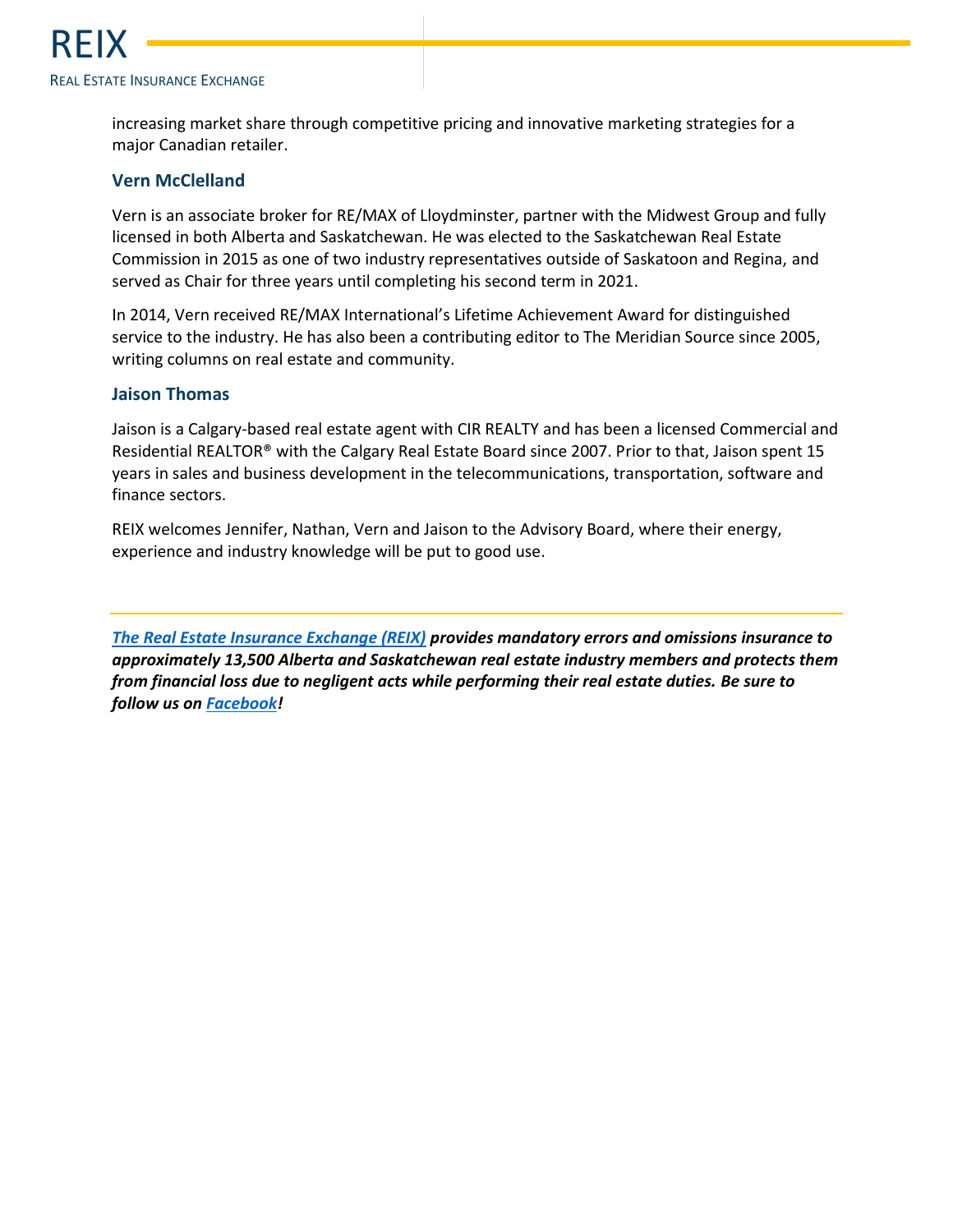increasing market share through competitive pricing and innovative marketing strategies for a major Canadian retailer.

### Vern McClelland

Vern is an associate broker for RE/MAX of Lloydminster, partner with the Midwest Group and fully licensed in both Alberta and Saskatchewan. He was elected to the Saskatchewan Real Estate Commission in 2015 as one of two industry representatives outside of Saskatoon and Regina, and served as Chair for three years until completing his second term in 2021.

In 2014, Vern received RE/MAX International's Lifetime Achievement Award for distinguished service to the industry. He has also been a contributing editor to The Meridian Source since 2005, writing columns on real estate and community.

### Jaison Thomas

Jaison is a Calgary-based real estate agent with CIR REALTY and has been a licensed Commercial and Residential REALTOR® with the Calgary Real Estate Board since 2007. Prior to that, Jaison spent 15 years in sales and business development in the telecommunications, transportation, software and finance sectors.

REIX welcomes Jennifer, Nathan, Vern and Jaison to the Advisory Board, where their energy, experience and industry knowledge will be put to good use.

---

***The Real Estate Insurance Exchange (REIX) provides mandatory errors and omissions insurance to approximately 13,500 Alberta and Saskatchewan real estate industry members and protects them from financial loss due to negligent acts while performing their real estate duties. Be sure to follow us on Facebook!***